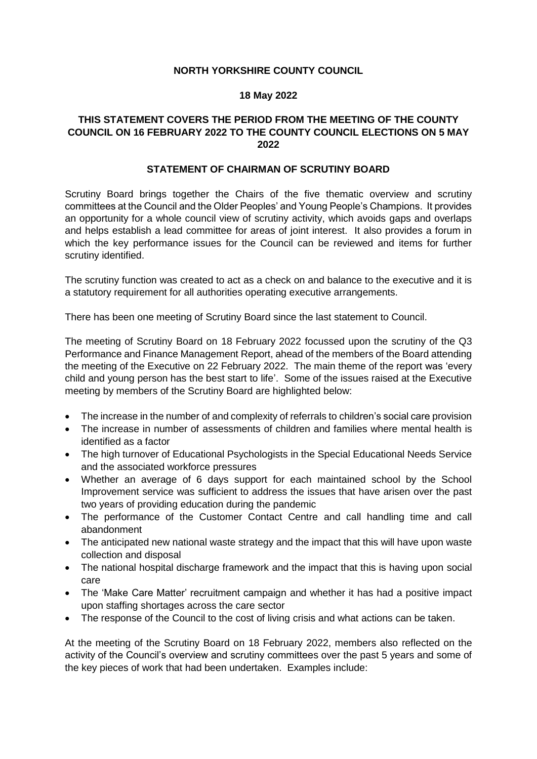**NORTH YORKSHIRE COUNTY COUNCIL**

**18 May 2022**

**THIS STATEMENT COVERS THE PERIOD FROM THE MEETING OF THE COUNTY COUNCIL ON 16 FEBRUARY 2022 TO THE COUNTY COUNCIL ELECTIONS ON 5 MAY 2022**

**STATEMENT OF CHAIRMAN OF SCRUTINY BOARD**

Scrutiny Board brings together the Chairs of the five thematic overview and scrutiny committees at the Council and the Older Peoples' and Young People's Champions. It provides an opportunity for a whole council view of scrutiny activity, which avoids gaps and overlaps and helps establish a lead committee for areas of joint interest. It also provides a forum in which the key performance issues for the Council can be reviewed and items for further scrutiny identified.

The scrutiny function was created to act as a check on and balance to the executive and it is a statutory requirement for all authorities operating executive arrangements.

There has been one meeting of Scrutiny Board since the last statement to Council.

The meeting of Scrutiny Board on 18 February 2022 focussed upon the scrutiny of the Q3 Performance and Finance Management Report, ahead of the members of the Board attending the meeting of the Executive on 22 February 2022. The main theme of the report was 'every child and young person has the best start to life'. Some of the issues raised at the Executive meeting by members of the Scrutiny Board are highlighted below:

- The increase in the number of and complexity of referrals to children's social care provision
- The increase in number of assessments of children and families where mental health is identified as a factor
- The high turnover of Educational Psychologists in the Special Educational Needs Service and the associated workforce pressures
- Whether an average of 6 days support for each maintained school by the School Improvement service was sufficient to address the issues that have arisen over the past two years of providing education during the pandemic
- The performance of the Customer Contact Centre and call handling time and call abandonment
- The anticipated new national waste strategy and the impact that this will have upon waste collection and disposal
- The national hospital discharge framework and the impact that this is having upon social care
- The 'Make Care Matter' recruitment campaign and whether it has had a positive impact upon staffing shortages across the care sector
- The response of the Council to the cost of living crisis and what actions can be taken.

At the meeting of the Scrutiny Board on 18 February 2022, members also reflected on the activity of the Council's overview and scrutiny committees over the past 5 years and some of the key pieces of work that had been undertaken. Examples include: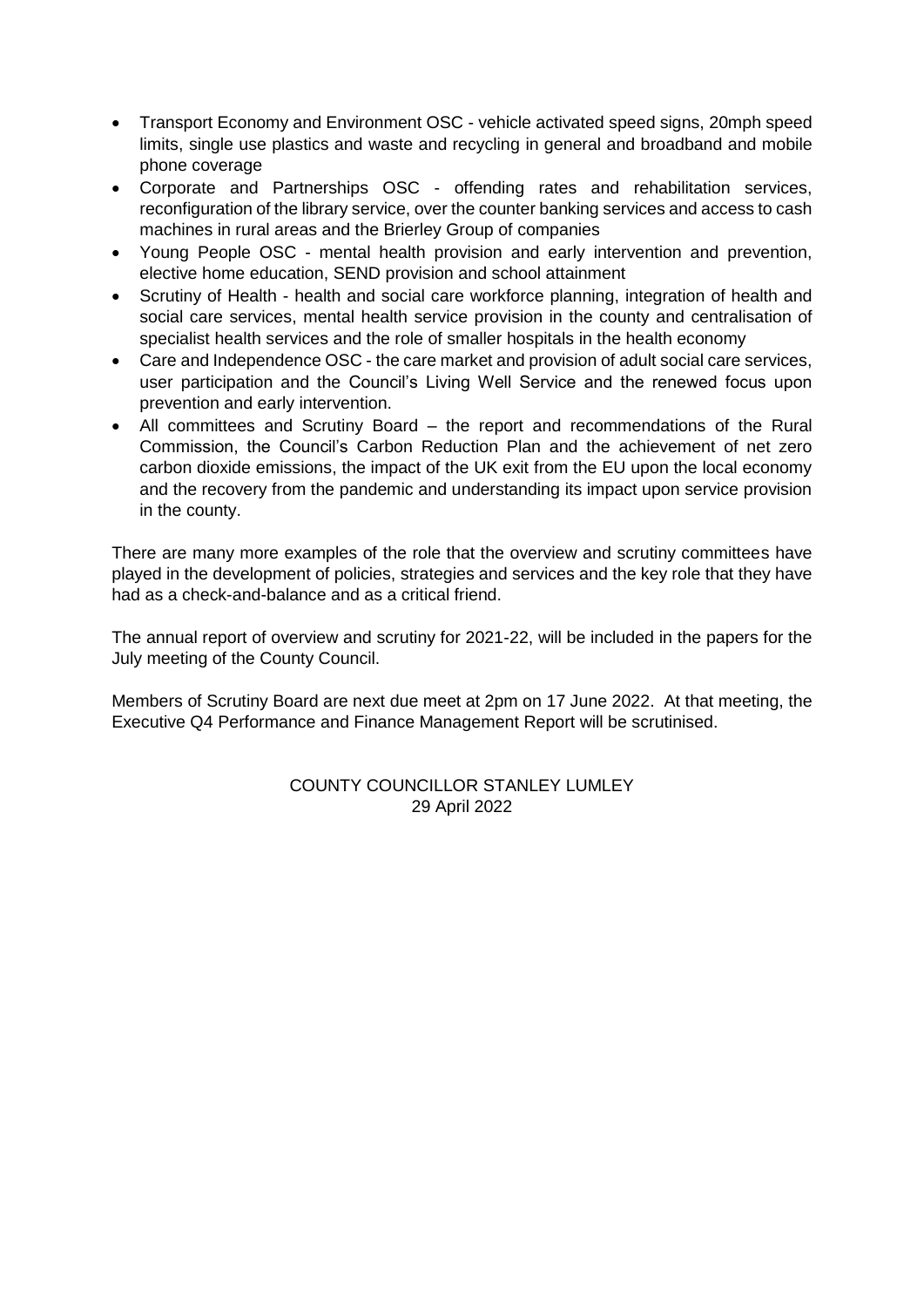- Transport Economy and Environment OSC - vehicle activated speed signs, 20mph speed limits, single use plastics and waste and recycling in general and broadband and mobile phone coverage
- Corporate and Partnerships OSC - offending rates and rehabilitation services, reconfiguration of the library service, over the counter banking services and access to cash machines in rural areas and the Brierley Group of companies
- Young People OSC - mental health provision and early intervention and prevention, elective home education, SEND provision and school attainment
- Scrutiny of Health - health and social care workforce planning, integration of health and social care services, mental health service provision in the county and centralisation of specialist health services and the role of smaller hospitals in the health economy
- Care and Independence OSC - the care market and provision of adult social care services, user participation and the Council's Living Well Service and the renewed focus upon prevention and early intervention.
- All committees and Scrutiny Board – the report and recommendations of the Rural Commission, the Council's Carbon Reduction Plan and the achievement of net zero carbon dioxide emissions, the impact of the UK exit from the EU upon the local economy and the recovery from the pandemic and understanding its impact upon service provision in the county.

There are many more examples of the role that the overview and scrutiny committees have played in the development of policies, strategies and services and the key role that they have had as a check-and-balance and as a critical friend.

The annual report of overview and scrutiny for 2021-22, will be included in the papers for the July meeting of the County Council.

Members of Scrutiny Board are next due meet at 2pm on 17 June 2022. At that meeting, the Executive Q4 Performance and Finance Management Report will be scrutinised.

COUNTY COUNCILLOR STANLEY LUMLEY
29 April 2022